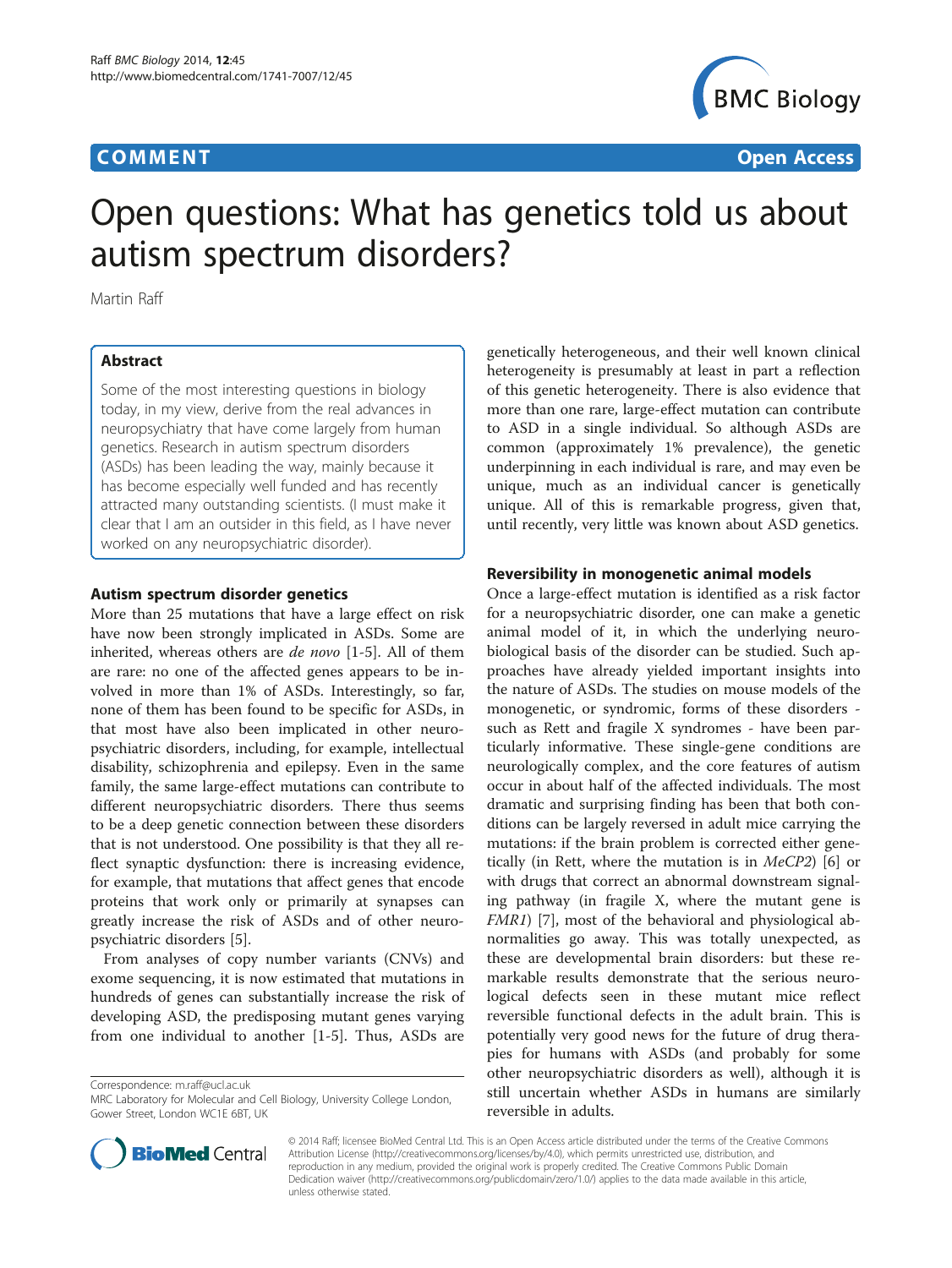**COMMENT** **Open Access**

# Open questions: What has genetics told us about autism spectrum disorders?

Martin Raff

## Abstract

Some of the most interesting questions in biology today, in my view, derive from the real advances in neuropsychiatry that have come largely from human genetics. Research in autism spectrum disorders (ASDs) has been leading the way, mainly because it has become especially well funded and has recently attracted many outstanding scientists. (I must make it clear that I am an outsider in this field, as I have never worked on any neuropsychiatric disorder).

### Autism spectrum disorder genetics

More than 25 mutations that have a large effect on risk have now been strongly implicated in ASDs. Some are inherited, whereas others are *de novo* [1-5]. All of them are rare: no one of the affected genes appears to be involved in more than 1% of ASDs. Interestingly, so far, none of them has been found to be specific for ASDs, in that most have also been implicated in other neuropsychiatric disorders, including, for example, intellectual disability, schizophrenia and epilepsy. Even in the same family, the same large-effect mutations can contribute to different neuropsychiatric disorders. There thus seems to be a deep genetic connection between these disorders that is not understood. One possibility is that they all reflect synaptic dysfunction: there is increasing evidence, for example, that mutations that affect genes that encode proteins that work only or primarily at synapses can greatly increase the risk of ASDs and of other neuropsychiatric disorders [5].

From analyses of copy number variants (CNVs) and exome sequencing, it is now estimated that mutations in hundreds of genes can substantially increase the risk of developing ASD, the predisposing mutant genes varying from one individual to another [1-5]. Thus, ASDs are genetically heterogeneous, and their well known clinical heterogeneity is presumably at least in part a reflection of this genetic heterogeneity. There is also evidence that more than one rare, large-effect mutation can contribute to ASD in a single individual. So although ASDs are common (approximately 1% prevalence), the genetic underpinning in each individual is rare, and may even be unique, much as an individual cancer is genetically unique. All of this is remarkable progress, given that, until recently, very little was known about ASD genetics.

### Reversibility in monogenetic animal models

Once a large-effect mutation is identified as a risk factor for a neuropsychiatric disorder, one can make a genetic animal model of it, in which the underlying neurobiological basis of the disorder can be studied. Such approaches have already yielded important insights into the nature of ASDs. The studies on mouse models of the monogenetic, or syndromic, forms of these disorders - such as Rett and fragile X syndromes - have been particularly informative. These single-gene conditions are neurologically complex, and the core features of autism occur in about half of the affected individuals. The most dramatic and surprising finding has been that both conditions can be largely reversed in adult mice carrying the mutations: if the brain problem is corrected either genetically (in Rett, where the mutation is in *MeCP2*) [6] or with drugs that correct an abnormal downstream signaling pathway (in fragile X, where the mutant gene is *FMR1*) [7], most of the behavioral and physiological abnormalities go away. This was totally unexpected, as these are developmental brain disorders: but these remarkable results demonstrate that the serious neurological defects seen in these mutant mice reflect reversible functional defects in the adult brain. This is potentially very good news for the future of drug therapies for humans with ASDs (and probably for some other neuropsychiatric disorders as well), although it is still uncertain whether ASDs in humans are similarly reversible in adults.

Correspondence: m.raff@ucl.ac.uk
MRC Laboratory for Molecular and Cell Biology, University College London, Gower Street, London WC1E 6BT, UK

© 2014 Raff; licensee BioMed Central Ltd. This is an Open Access article distributed under the terms of the Creative Commons Attribution License (http://creativecommons.org/licenses/by/4.0), which permits unrestricted use, distribution, and reproduction in any medium, provided the original work is properly credited. The Creative Commons Public Domain Dedication waiver (http://creativecommons.org/publicdomain/zero/1.0/) applies to the data made available in this article, unless otherwise stated.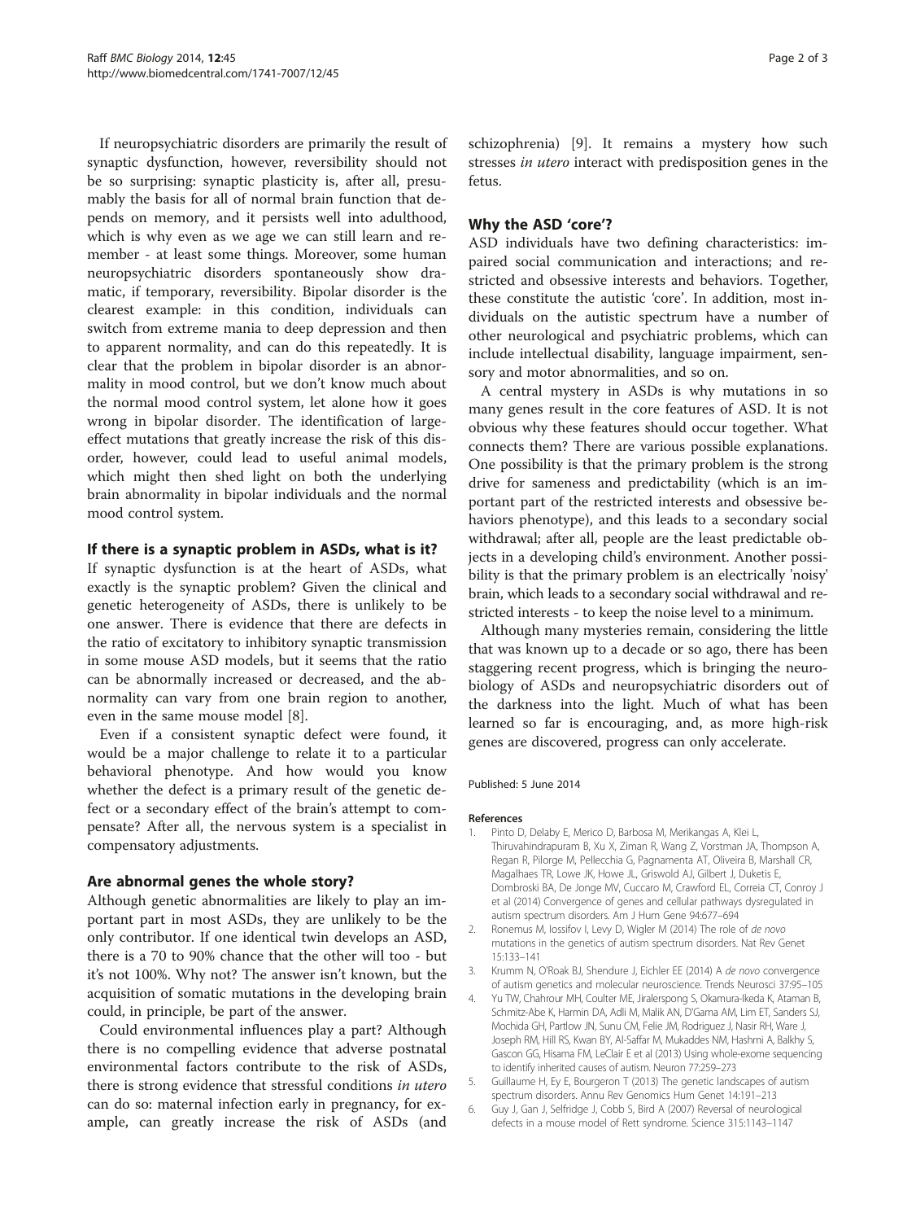If neuropsychiatric disorders are primarily the result of synaptic dysfunction, however, reversibility should not be so surprising: synaptic plasticity is, after all, presumably the basis for all of normal brain function that depends on memory, and it persists well into adulthood, which is why even as we age we can still learn and remember - at least some things. Moreover, some human neuropsychiatric disorders spontaneously show dramatic, if temporary, reversibility. Bipolar disorder is the clearest example: in this condition, individuals can switch from extreme mania to deep depression and then to apparent normality, and can do this repeatedly. It is clear that the problem in bipolar disorder is an abnormality in mood control, but we don't know much about the normal mood control system, let alone how it goes wrong in bipolar disorder. The identification of large-effect mutations that greatly increase the risk of this disorder, however, could lead to useful animal models, which might then shed light on both the underlying brain abnormality in bipolar individuals and the normal mood control system.

## If there is a synaptic problem in ASDs, what is it?

If synaptic dysfunction is at the heart of ASDs, what exactly is the synaptic problem? Given the clinical and genetic heterogeneity of ASDs, there is unlikely to be one answer. There is evidence that there are defects in the ratio of excitatory to inhibitory synaptic transmission in some mouse ASD models, but it seems that the ratio can be abnormally increased or decreased, and the abnormality can vary from one brain region to another, even in the same mouse model [8].

Even if a consistent synaptic defect were found, it would be a major challenge to relate it to a particular behavioral phenotype. And how would you know whether the defect is a primary result of the genetic defect or a secondary effect of the brain's attempt to compensate? After all, the nervous system is a specialist in compensatory adjustments.

## Are abnormal genes the whole story?

Although genetic abnormalities are likely to play an important part in most ASDs, they are unlikely to be the only contributor. If one identical twin develops an ASD, there is a 70 to 90% chance that the other will too - but it's not 100%. Why not? The answer isn't known, but the acquisition of somatic mutations in the developing brain could, in principle, be part of the answer.

Could environmental influences play a part? Although there is no compelling evidence that adverse postnatal environmental factors contribute to the risk of ASDs, there is strong evidence that stressful conditions *in utero* can do so: maternal infection early in pregnancy, for example, can greatly increase the risk of ASDs (and schizophrenia) [9]. It remains a mystery how such stresses *in utero* interact with predisposition genes in the fetus.

## Why the ASD 'core'?

ASD individuals have two defining characteristics: impaired social communication and interactions; and restricted and obsessive interests and behaviors. Together, these constitute the autistic 'core'. In addition, most individuals on the autistic spectrum have a number of other neurological and psychiatric problems, which can include intellectual disability, language impairment, sensory and motor abnormalities, and so on.

A central mystery in ASDs is why mutations in so many genes result in the core features of ASD. It is not obvious why these features should occur together. What connects them? There are various possible explanations. One possibility is that the primary problem is the strong drive for sameness and predictability (which is an important part of the restricted interests and obsessive behaviors phenotype), and this leads to a secondary social withdrawal; after all, people are the least predictable objects in a developing child's environment. Another possibility is that the primary problem is an electrically 'noisy' brain, which leads to a secondary social withdrawal and restricted interests - to keep the noise level to a minimum.

Although many mysteries remain, considering the little that was known up to a decade or so ago, there has been staggering recent progress, which is bringing the neurobiology of ASDs and neuropsychiatric disorders out of the darkness into the light. Much of what has been learned so far is encouraging, and, as more high-risk genes are discovered, progress can only accelerate.

Published: 5 June 2014

## References

1. Pinto D, Delaby E, Merico D, Barbosa M, Merikangas A, Klei L, Thiruvahindrapuram B, Xu X, Ziman R, Wang Z, Vorstman JA, Thompson A, Regan R, Pilorge M, Pellecchia G, Pagnamenta AT, Oliveira B, Marshall CR, Magalhaes TR, Lowe JK, Howe JL, Griswold AJ, Gilbert J, Duketis E, Dombroski BA, De Jonge MV, Cuccaro M, Crawford EL, Correia CT, Conroy J et al (2014) Convergence of genes and cellular pathways dysregulated in autism spectrum disorders. Am J Hum Gene 94:677–694
2. Ronemus M, Iossifov I, Levy D, Wigler M (2014) The role of *de novo* mutations in the genetics of autism spectrum disorders. Nat Rev Genet 15:133–141
3. Krumm N, O'Roak BJ, Shendure J, Eichler EE (2014) A *de novo* convergence of autism genetics and molecular neuroscience. Trends Neurosci 37:95–105
4. Yu TW, Chahrour MH, Coulter ME, Jiralerspong S, Okamura-Ikeda K, Ataman B, Schmitz-Abe K, Harmin DA, Adli M, Malik AN, D'Gama AM, Lim ET, Sanders SJ, Mochida GH, Partlow JN, Sunu CM, Felie JM, Rodriguez J, Nasir RH, Ware J, Joseph RM, Hill RS, Kwan BY, Al-Saffar M, Mukaddes NM, Hashmi A, Balkhy S, Gascon GG, Hisama FM, LeClair E et al (2013) Using whole-exome sequencing to identify inherited causes of autism. Neuron 77:259–273
5. Guillaume H, Ey E, Bourgeron T (2013) The genetic landscapes of autism spectrum disorders. Annu Rev Genomics Hum Genet 14:191–213
6. Guy J, Gan J, Selfridge J, Cobb S, Bird A (2007) Reversal of neurological defects in a mouse model of Rett syndrome. Science 315:1143–1147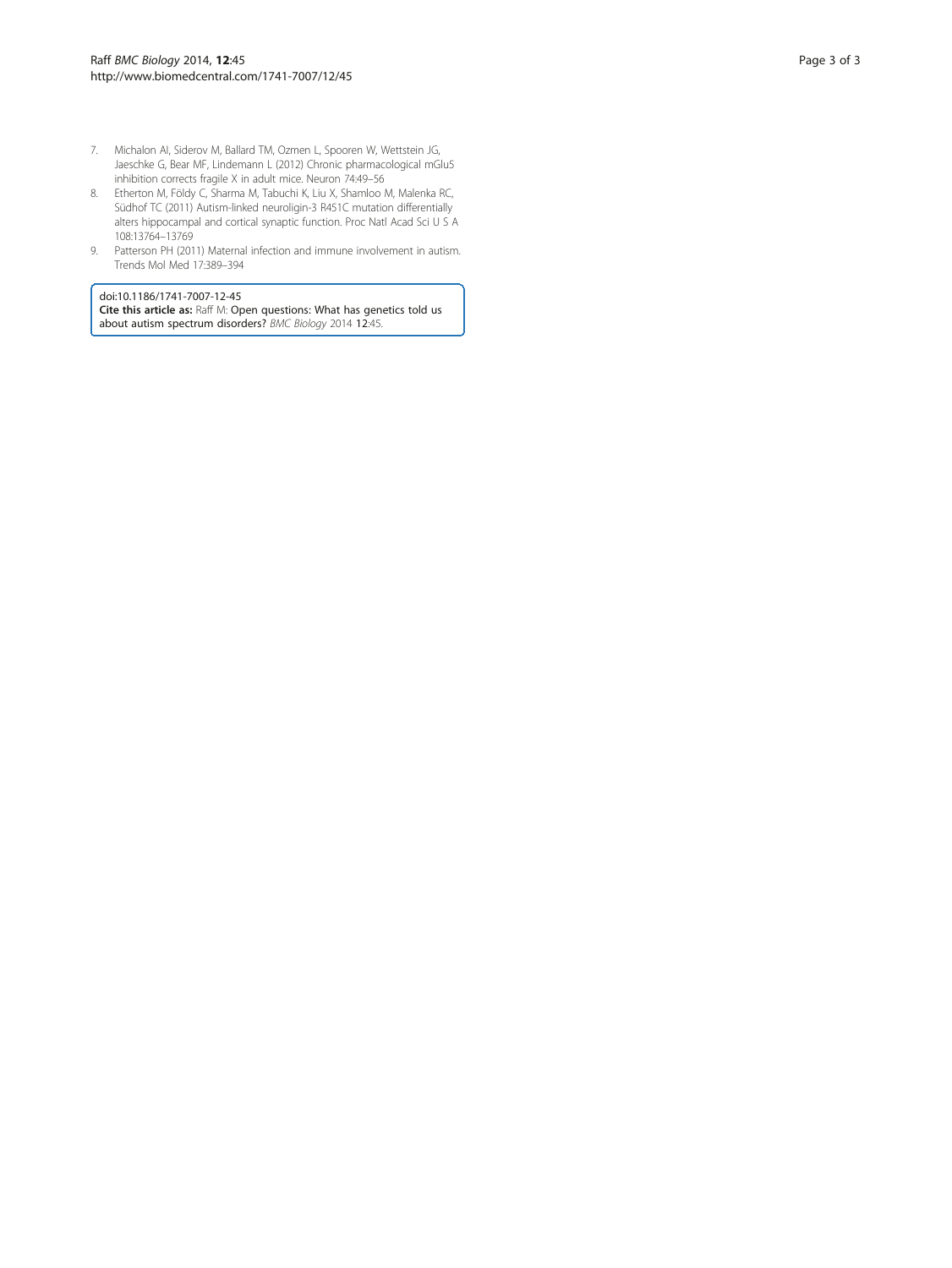7. Michalon AI, Siderov M, Ballard TM, Ozmen L, Spooren W, Wettstein JG, Jaeschke G, Bear MF, Lindemann L (2012) Chronic pharmacological mGlu5 inhibition corrects fragile X in adult mice. Neuron 74:49–56
8. Etherton M, Földy C, Sharma M, Tabuchi K, Liu X, Shamloo M, Malenka RC, Südhof TC (2011) Autism-linked neuroligin-3 R451C mutation differentially alters hippocampal and cortical synaptic function. Proc Natl Acad Sci U S A 108:13764–13769
9. Patterson PH (2011) Maternal infection and immune involvement in autism. Trends Mol Med 17:389–394

doi:10.1186/1741-7007-12-45
**Cite this article as:** Raff M: Open questions: What has genetics told us about autism spectrum disorders? *BMC Biology* 2014 **12**:45.